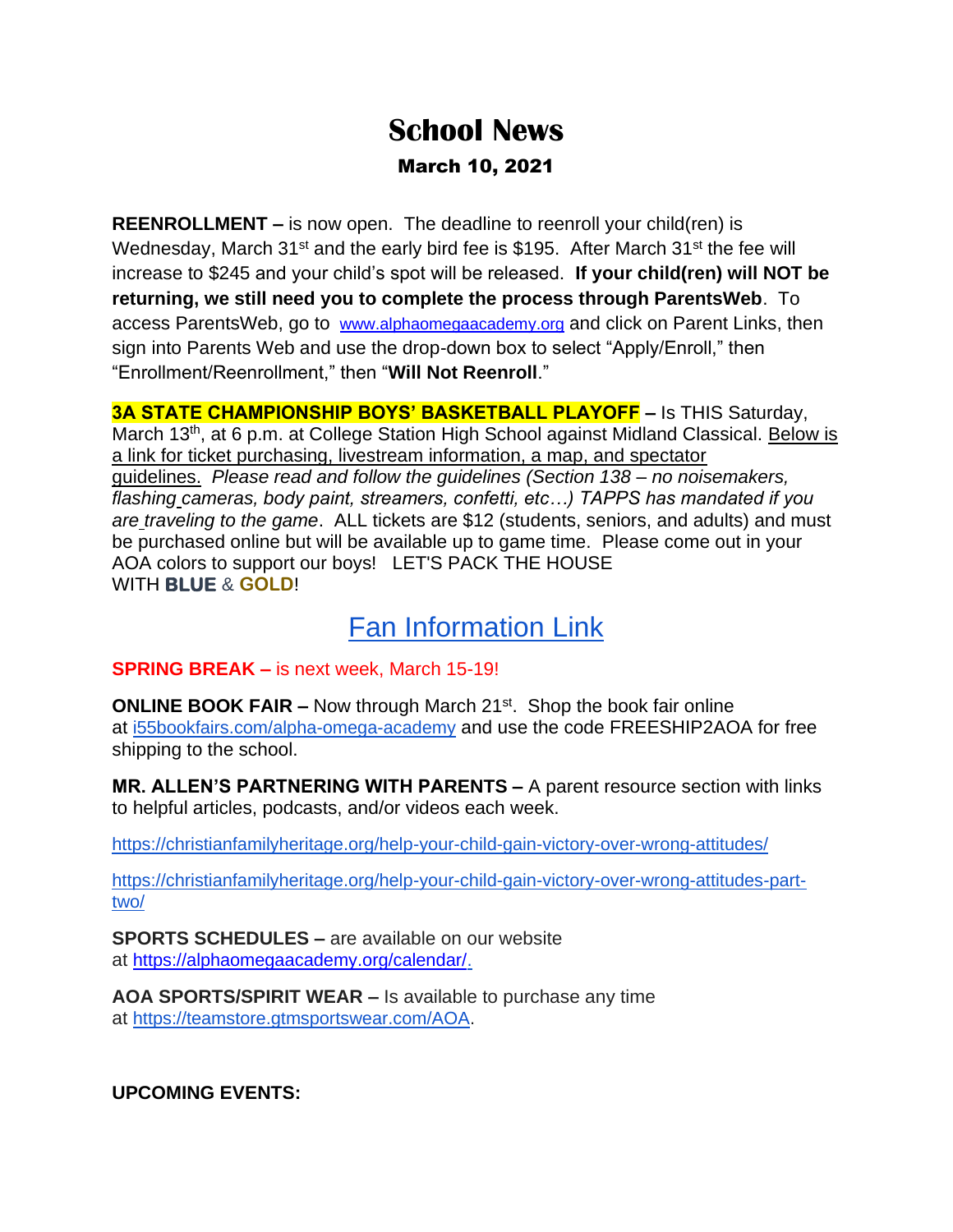# School News

## March 10, 2021

**REENROLLMENT –** is now open. The deadline to reenroll your child(ren) is Wednesday, March 31st and the early bird fee is $195. After March 31st the fee will increase to $245 and your child's spot will be released. **If your child(ren) will NOT be returning, we still need you to complete the process through ParentsWeb**. To access ParentsWeb, go to www.alphaomegaacademy.org and click on Parent Links, then sign into Parents Web and use the drop-down box to select "Apply/Enroll," then "Enrollment/Reenrollment," then "**Will Not Reenroll**."

**3A STATE CHAMPIONSHIP BOYS' BASKETBALL PLAYOFF –** Is THIS Saturday, March 13th, at 6 p.m. at College Station High School against Midland Classical. Below is a link for ticket purchasing, livestream information, a map, and spectator guidelines. *Please read and follow the guidelines (Section 138 – no noisemakers, flashing cameras, body paint, streamers, confetti, etc…) TAPPS has mandated if you are traveling to the game*. ALL tickets are $12 (students, seniors, and adults) and must be purchased online but will be available up to game time. Please come out in your AOA colors to support our boys! LET'S PACK THE HOUSE WITH **BLUE** & **GOLD**!

## Fan Information Link

**SPRING BREAK –** is next week, March 15-19!

**ONLINE BOOK FAIR –** Now through March 21st. Shop the book fair online at i55bookfairs.com/alpha-omega-academy and use the code FREESHIP2AOA for free shipping to the school.

**MR. ALLEN'S PARTNERING WITH PARENTS –** A parent resource section with links to helpful articles, podcasts, and/or videos each week.

https://christianfamilyheritage.org/help-your-child-gain-victory-over-wrong-attitudes/

https://christianfamilyheritage.org/help-your-child-gain-victory-over-wrong-attitudes-part-two/

**SPORTS SCHEDULES –** are available on our website at https://alphaomegaacademy.org/calendar/.

**AOA SPORTS/SPIRIT WEAR –** Is available to purchase any time at https://teamstore.gtmsportswear.com/AOA.

**UPCOMING EVENTS:**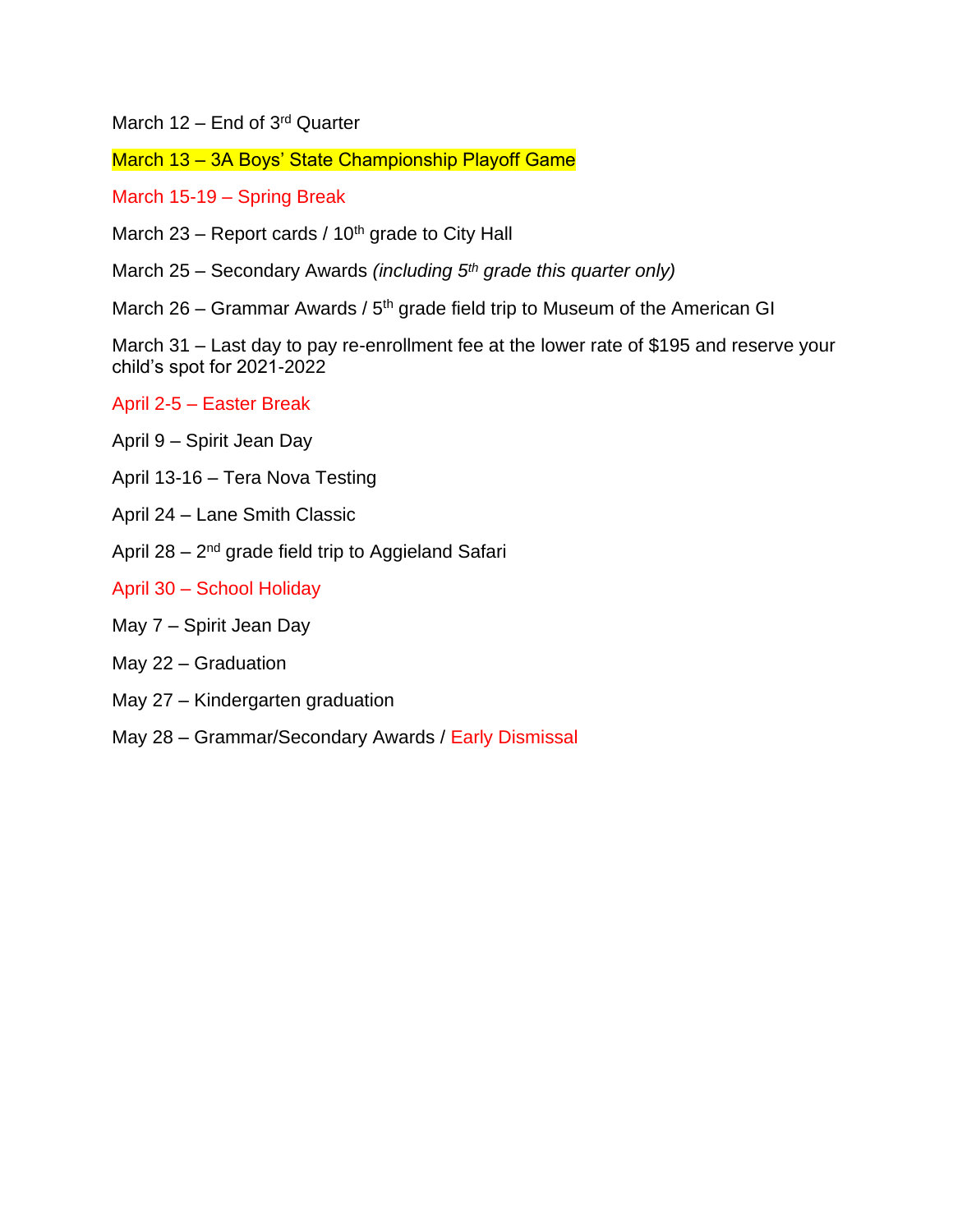March 12 – End of 3rd Quarter

March 13 – 3A Boys' State Championship Playoff Game

March 15-19 – Spring Break

March 23 – Report cards / 10th grade to City Hall

March 25 – Secondary Awards *(including 5th grade this quarter only)*

March 26 – Grammar Awards / 5th grade field trip to Museum of the American GI

March 31 – Last day to pay re-enrollment fee at the lower rate of $195 and reserve your child's spot for 2021-2022

April 2-5 – Easter Break

April 9 – Spirit Jean Day

April 13-16 – Tera Nova Testing

April 24 – Lane Smith Classic

April 28 – 2nd grade field trip to Aggieland Safari

April 30 – School Holiday

May 7 – Spirit Jean Day

May 22 – Graduation

May 27 – Kindergarten graduation

May 28 – Grammar/Secondary Awards / Early Dismissal